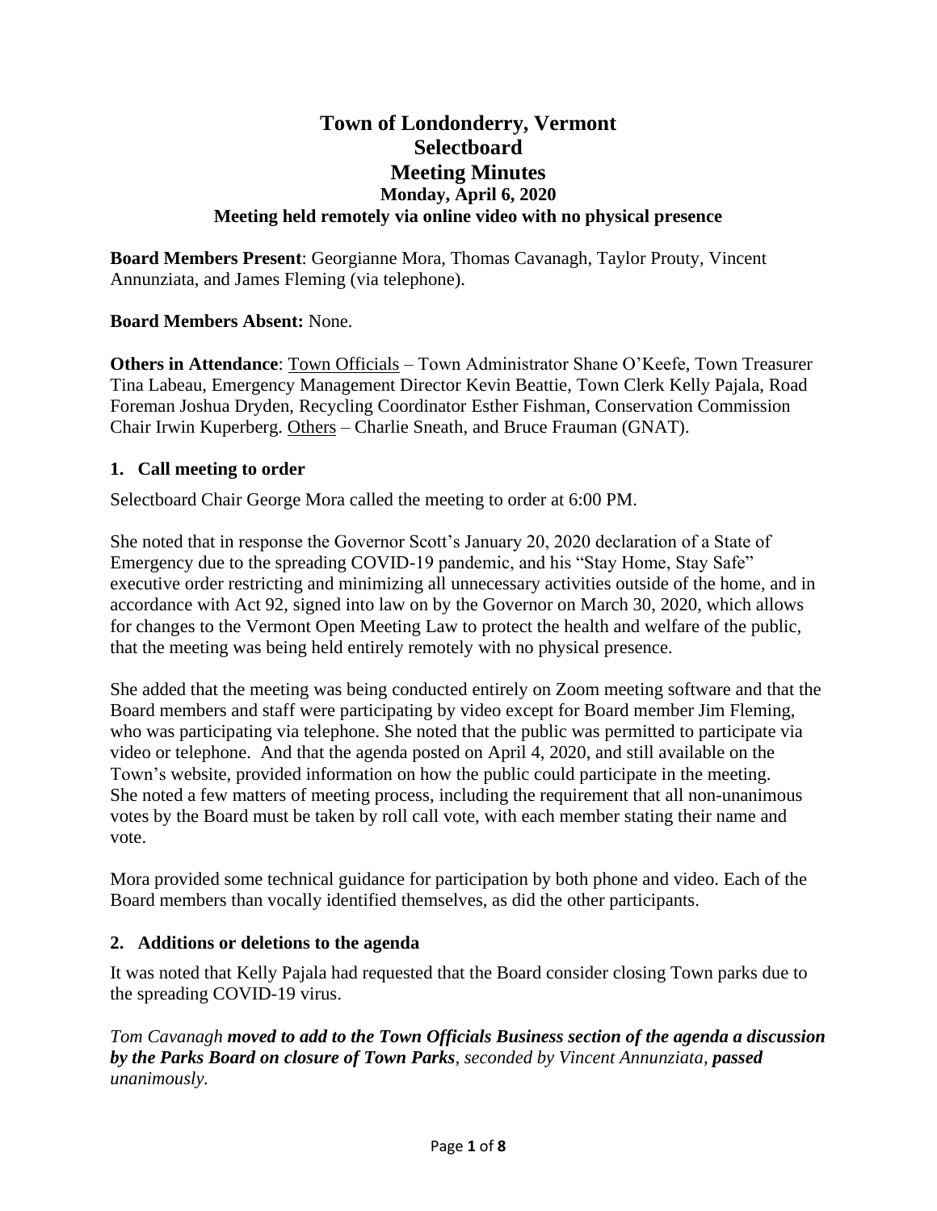# Town of Londonderry, Vermont
# Selectboard
# Meeting Minutes

### Monday, April 6, 2020

### Meeting held remotely via online video with no physical presence

**Board Members Present**: Georgianne Mora, Thomas Cavanagh, Taylor Prouty, Vincent Annunziata, and James Fleming (via telephone).

**Board Members Absent:** None.

**Others in Attendance**: Town Officials – Town Administrator Shane O'Keefe, Town Treasurer Tina Labeau, Emergency Management Director Kevin Beattie, Town Clerk Kelly Pajala, Road Foreman Joshua Dryden, Recycling Coordinator Esther Fishman, Conservation Commission Chair Irwin Kuperberg. Others – Charlie Sneath, and Bruce Frauman (GNAT).

## 1. Call meeting to order

Selectboard Chair George Mora called the meeting to order at 6:00 PM.

She noted that in response the Governor Scott's January 20, 2020 declaration of a State of Emergency due to the spreading COVID-19 pandemic, and his "Stay Home, Stay Safe" executive order restricting and minimizing all unnecessary activities outside of the home, and in accordance with Act 92, signed into law on by the Governor on March 30, 2020, which allows for changes to the Vermont Open Meeting Law to protect the health and welfare of the public, that the meeting was being held entirely remotely with no physical presence.

She added that the meeting was being conducted entirely on Zoom meeting software and that the Board members and staff were participating by video except for Board member Jim Fleming, who was participating via telephone. She noted that the public was permitted to participate via video or telephone. And that the agenda posted on April 4, 2020, and still available on the Town's website, provided information on how the public could participate in the meeting. She noted a few matters of meeting process, including the requirement that all non-unanimous votes by the Board must be taken by roll call vote, with each member stating their name and vote.

Mora provided some technical guidance for participation by both phone and video. Each of the Board members than vocally identified themselves, as did the other participants.

## 2. Additions or deletions to the agenda

It was noted that Kelly Pajala had requested that the Board consider closing Town parks due to the spreading COVID-19 virus.

*Tom Cavanagh* ***moved to add to the Town Officials Business section of the agenda a discussion by the Parks Board on closure of Town Parks****, seconded by Vincent Annunziata,* ***passed*** *unanimously.*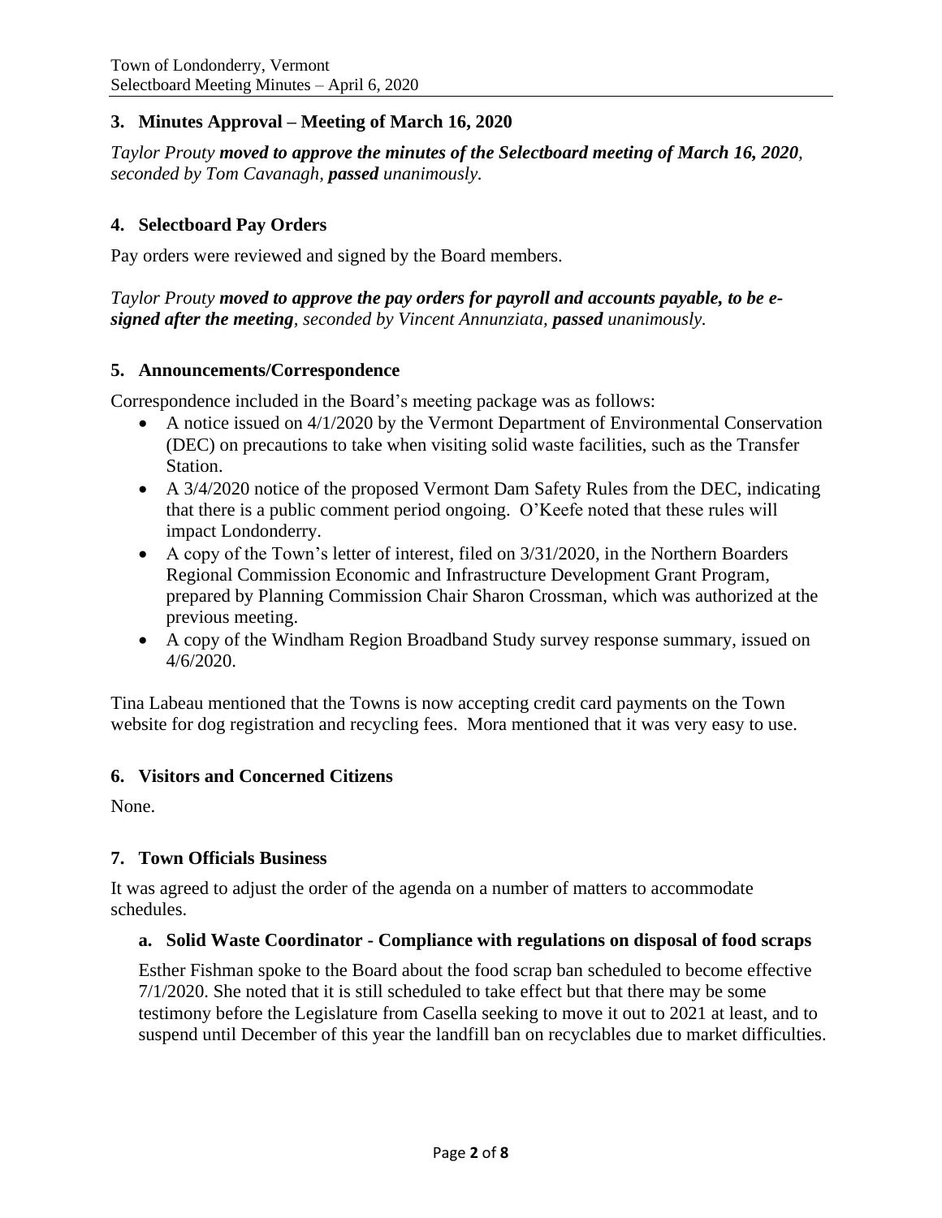### 3. Minutes Approval – Meeting of March 16, 2020

*Taylor Prouty* ***moved to approve the minutes of the Selectboard meeting of March 16, 2020****, seconded by Tom Cavanagh,* ***passed*** *unanimously.*

### 4. Selectboard Pay Orders

Pay orders were reviewed and signed by the Board members.

*Taylor Prouty* ***moved to approve the pay orders for payroll and accounts payable, to be e-signed after the meeting****, seconded by Vincent Annunziata,* ***passed*** *unanimously.*

### 5. Announcements/Correspondence

Correspondence included in the Board's meeting package was as follows:

- A notice issued on 4/1/2020 by the Vermont Department of Environmental Conservation (DEC) on precautions to take when visiting solid waste facilities, such as the Transfer Station.
- A 3/4/2020 notice of the proposed Vermont Dam Safety Rules from the DEC, indicating that there is a public comment period ongoing. O'Keefe noted that these rules will impact Londonderry.
- A copy of the Town's letter of interest, filed on 3/31/2020, in the Northern Boarders Regional Commission Economic and Infrastructure Development Grant Program, prepared by Planning Commission Chair Sharon Crossman, which was authorized at the previous meeting.
- A copy of the Windham Region Broadband Study survey response summary, issued on 4/6/2020.

Tina Labeau mentioned that the Towns is now accepting credit card payments on the Town website for dog registration and recycling fees. Mora mentioned that it was very easy to use.

### 6. Visitors and Concerned Citizens

None.

### 7. Town Officials Business

It was agreed to adjust the order of the agenda on a number of matters to accommodate schedules.

#### a. Solid Waste Coordinator - Compliance with regulations on disposal of food scraps

Esther Fishman spoke to the Board about the food scrap ban scheduled to become effective 7/1/2020. She noted that it is still scheduled to take effect but that there may be some testimony before the Legislature from Casella seeking to move it out to 2021 at least, and to suspend until December of this year the landfill ban on recyclables due to market difficulties.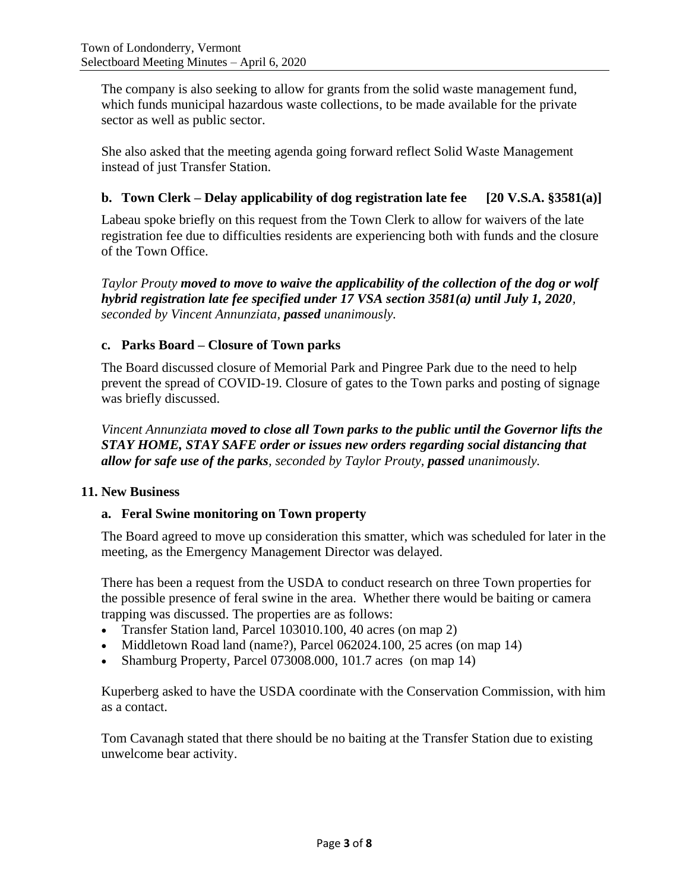The company is also seeking to allow for grants from the solid waste management fund, which funds municipal hazardous waste collections, to be made available for the private sector as well as public sector.

She also asked that the meeting agenda going forward reflect Solid Waste Management instead of just Transfer Station.

### b. Town Clerk – Delay applicability of dog registration late fee [20 V.S.A. §3581(a)]

Labeau spoke briefly on this request from the Town Clerk to allow for waivers of the late registration fee due to difficulties residents are experiencing both with funds and the closure of the Town Office.

*Taylor Prouty* ***moved to move to waive the applicability of the collection of the dog or wolf hybrid registration late fee specified under 17 VSA section 3581(a) until July 1, 2020****, seconded by Vincent Annunziata,* ***passed*** *unanimously.*

### c. Parks Board – Closure of Town parks

The Board discussed closure of Memorial Park and Pingree Park due to the need to help prevent the spread of COVID-19. Closure of gates to the Town parks and posting of signage was briefly discussed.

*Vincent Annunziata* ***moved to close all Town parks to the public until the Governor lifts the STAY HOME, STAY SAFE order or issues new orders regarding social distancing that allow for safe use of the parks****, seconded by Taylor Prouty,* ***passed*** *unanimously.*

## 11. New Business

### a. Feral Swine monitoring on Town property

The Board agreed to move up consideration this smatter, which was scheduled for later in the meeting, as the Emergency Management Director was delayed.

There has been a request from the USDA to conduct research on three Town properties for the possible presence of feral swine in the area. Whether there would be baiting or camera trapping was discussed. The properties are as follows:

- Transfer Station land, Parcel 103010.100, 40 acres (on map 2)
- Middletown Road land (name?), Parcel 062024.100, 25 acres (on map 14)
- Shamburg Property, Parcel 073008.000, 101.7 acres (on map 14)

Kuperberg asked to have the USDA coordinate with the Conservation Commission, with him as a contact.

Tom Cavanagh stated that there should be no baiting at the Transfer Station due to existing unwelcome bear activity.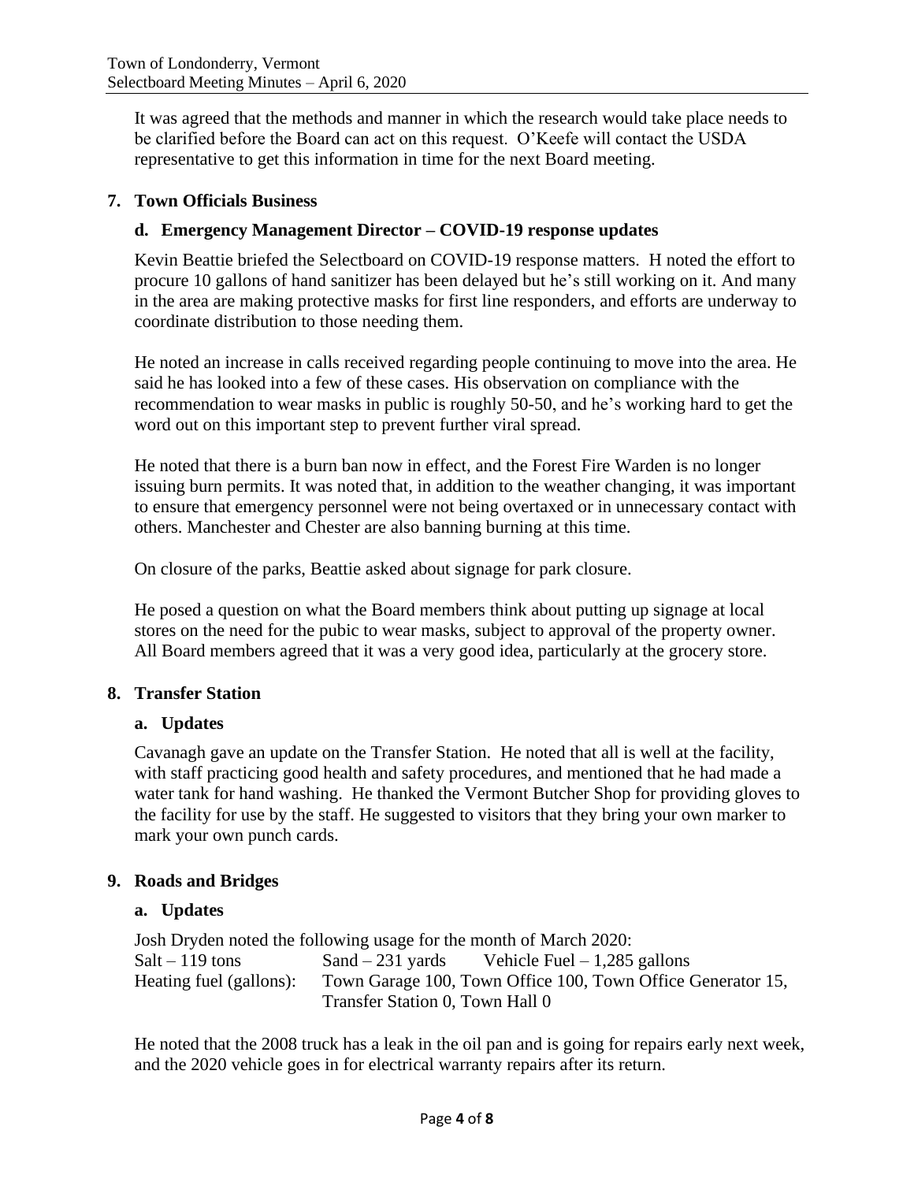It was agreed that the methods and manner in which the research would take place needs to be clarified before the Board can act on this request. O'Keefe will contact the USDA representative to get this information in time for the next Board meeting.

## 7. Town Officials Business

### d. Emergency Management Director – COVID-19 response updates

Kevin Beattie briefed the Selectboard on COVID-19 response matters. H noted the effort to procure 10 gallons of hand sanitizer has been delayed but he's still working on it. And many in the area are making protective masks for first line responders, and efforts are underway to coordinate distribution to those needing them.

He noted an increase in calls received regarding people continuing to move into the area. He said he has looked into a few of these cases. His observation on compliance with the recommendation to wear masks in public is roughly 50-50, and he's working hard to get the word out on this important step to prevent further viral spread.

He noted that there is a burn ban now in effect, and the Forest Fire Warden is no longer issuing burn permits. It was noted that, in addition to the weather changing, it was important to ensure that emergency personnel were not being overtaxed or in unnecessary contact with others. Manchester and Chester are also banning burning at this time.

On closure of the parks, Beattie asked about signage for park closure.

He posed a question on what the Board members think about putting up signage at local stores on the need for the pubic to wear masks, subject to approval of the property owner. All Board members agreed that it was a very good idea, particularly at the grocery store.

## 8. Transfer Station

### a. Updates

Cavanagh gave an update on the Transfer Station. He noted that all is well at the facility, with staff practicing good health and safety procedures, and mentioned that he had made a water tank for hand washing. He thanked the Vermont Butcher Shop for providing gloves to the facility for use by the staff. He suggested to visitors that they bring your own marker to mark your own punch cards.

## 9. Roads and Bridges

### a. Updates

Josh Dryden noted the following usage for the month of March 2020:

Salt – 119 tons    Sand – 231 yards    Vehicle Fuel – 1,285 gallons

Heating fuel (gallons): Town Garage 100, Town Office 100, Town Office Generator 15, Transfer Station 0, Town Hall 0

He noted that the 2008 truck has a leak in the oil pan and is going for repairs early next week, and the 2020 vehicle goes in for electrical warranty repairs after its return.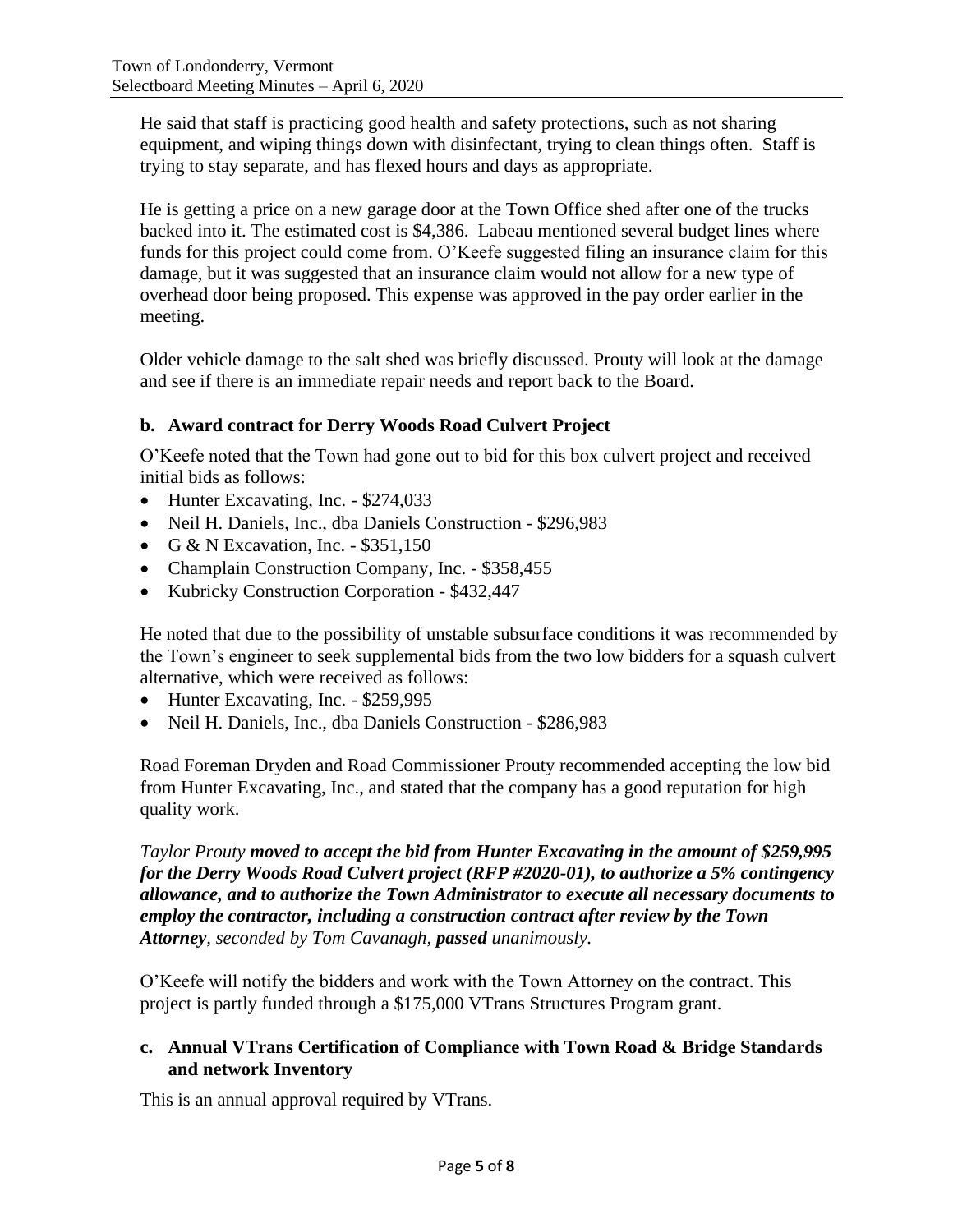He said that staff is practicing good health and safety protections, such as not sharing equipment, and wiping things down with disinfectant, trying to clean things often. Staff is trying to stay separate, and has flexed hours and days as appropriate.

He is getting a price on a new garage door at the Town Office shed after one of the trucks backed into it. The estimated cost is $4,386. Labeau mentioned several budget lines where funds for this project could come from. O'Keefe suggested filing an insurance claim for this damage, but it was suggested that an insurance claim would not allow for a new type of overhead door being proposed. This expense was approved in the pay order earlier in the meeting.

Older vehicle damage to the salt shed was briefly discussed. Prouty will look at the damage and see if there is an immediate repair needs and report back to the Board.

### b. Award contract for Derry Woods Road Culvert Project

O'Keefe noted that the Town had gone out to bid for this box culvert project and received initial bids as follows:

- Hunter Excavating, Inc. - $274,033
- Neil H. Daniels, Inc., dba Daniels Construction - $296,983
- G & N Excavation, Inc. - $351,150
- Champlain Construction Company, Inc. - $358,455
- Kubricky Construction Corporation - $432,447

He noted that due to the possibility of unstable subsurface conditions it was recommended by the Town's engineer to seek supplemental bids from the two low bidders for a squash culvert alternative, which were received as follows:

- Hunter Excavating, Inc. - $259,995
- Neil H. Daniels, Inc., dba Daniels Construction - $286,983

Road Foreman Dryden and Road Commissioner Prouty recommended accepting the low bid from Hunter Excavating, Inc., and stated that the company has a good reputation for high quality work.

*Taylor Prouty **moved to accept the bid from Hunter Excavating in the amount of $259,995 for the Derry Woods Road Culvert project (RFP #2020-01), to authorize a 5% contingency allowance, and to authorize the Town Administrator to execute all necessary documents to employ the contractor, including a construction contract after review by the Town Attorney**, seconded by Tom Cavanagh, **passed** unanimously.*

O'Keefe will notify the bidders and work with the Town Attorney on the contract. This project is partly funded through a $175,000 VTrans Structures Program grant.

### c. Annual VTrans Certification of Compliance with Town Road & Bridge Standards and network Inventory

This is an annual approval required by VTrans.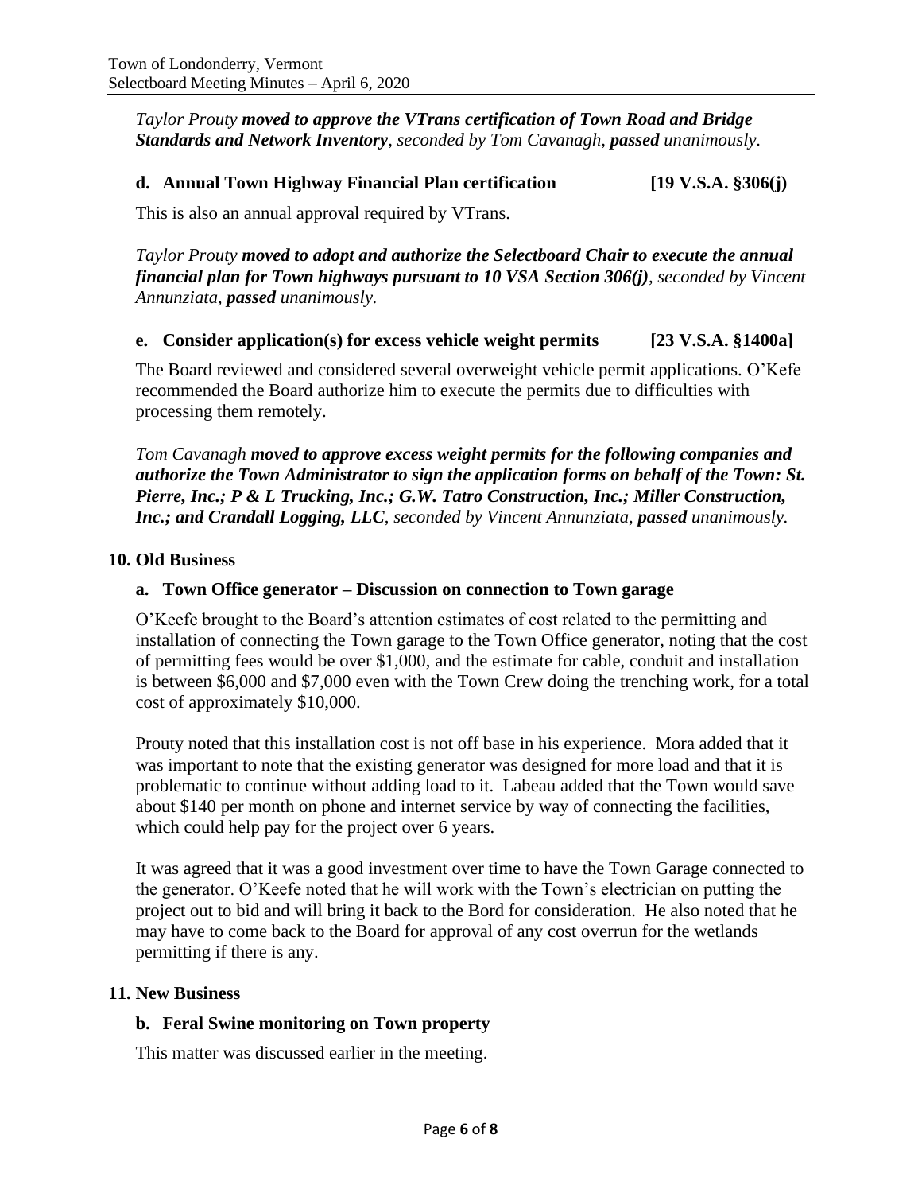*Taylor Prouty **moved to approve the VTrans certification of Town Road and Bridge Standards and Network Inventory**, seconded by Tom Cavanagh, **passed** unanimously.*

### d. Annual Town Highway Financial Plan certification [19 V.S.A. §306(j)

This is also an annual approval required by VTrans.

*Taylor Prouty **moved to adopt and authorize the Selectboard Chair to execute the annual financial plan for Town highways pursuant to 10 VSA Section 306(j)**, seconded by Vincent Annunziata, **passed** unanimously.*

### e. Consider application(s) for excess vehicle weight permits [23 V.S.A. §1400a]

The Board reviewed and considered several overweight vehicle permit applications. O'Kefe recommended the Board authorize him to execute the permits due to difficulties with processing them remotely.

*Tom Cavanagh **moved to approve excess weight permits for the following companies and authorize the Town Administrator to sign the application forms on behalf of the Town: St. Pierre, Inc.; P & L Trucking, Inc.; G.W. Tatro Construction, Inc.; Miller Construction, Inc.; and Crandall Logging, LLC**, seconded by Vincent Annunziata, **passed** unanimously.*

## 10. Old Business

### a. Town Office generator – Discussion on connection to Town garage

O'Keefe brought to the Board's attention estimates of cost related to the permitting and installation of connecting the Town garage to the Town Office generator, noting that the cost of permitting fees would be over $1,000, and the estimate for cable, conduit and installation is between $6,000 and $7,000 even with the Town Crew doing the trenching work, for a total cost of approximately $10,000.

Prouty noted that this installation cost is not off base in his experience. Mora added that it was important to note that the existing generator was designed for more load and that it is problematic to continue without adding load to it. Labeau added that the Town would save about $140 per month on phone and internet service by way of connecting the facilities, which could help pay for the project over 6 years.

It was agreed that it was a good investment over time to have the Town Garage connected to the generator. O'Keefe noted that he will work with the Town's electrician on putting the project out to bid and will bring it back to the Bord for consideration. He also noted that he may have to come back to the Board for approval of any cost overrun for the wetlands permitting if there is any.

## 11. New Business

### b. Feral Swine monitoring on Town property

This matter was discussed earlier in the meeting.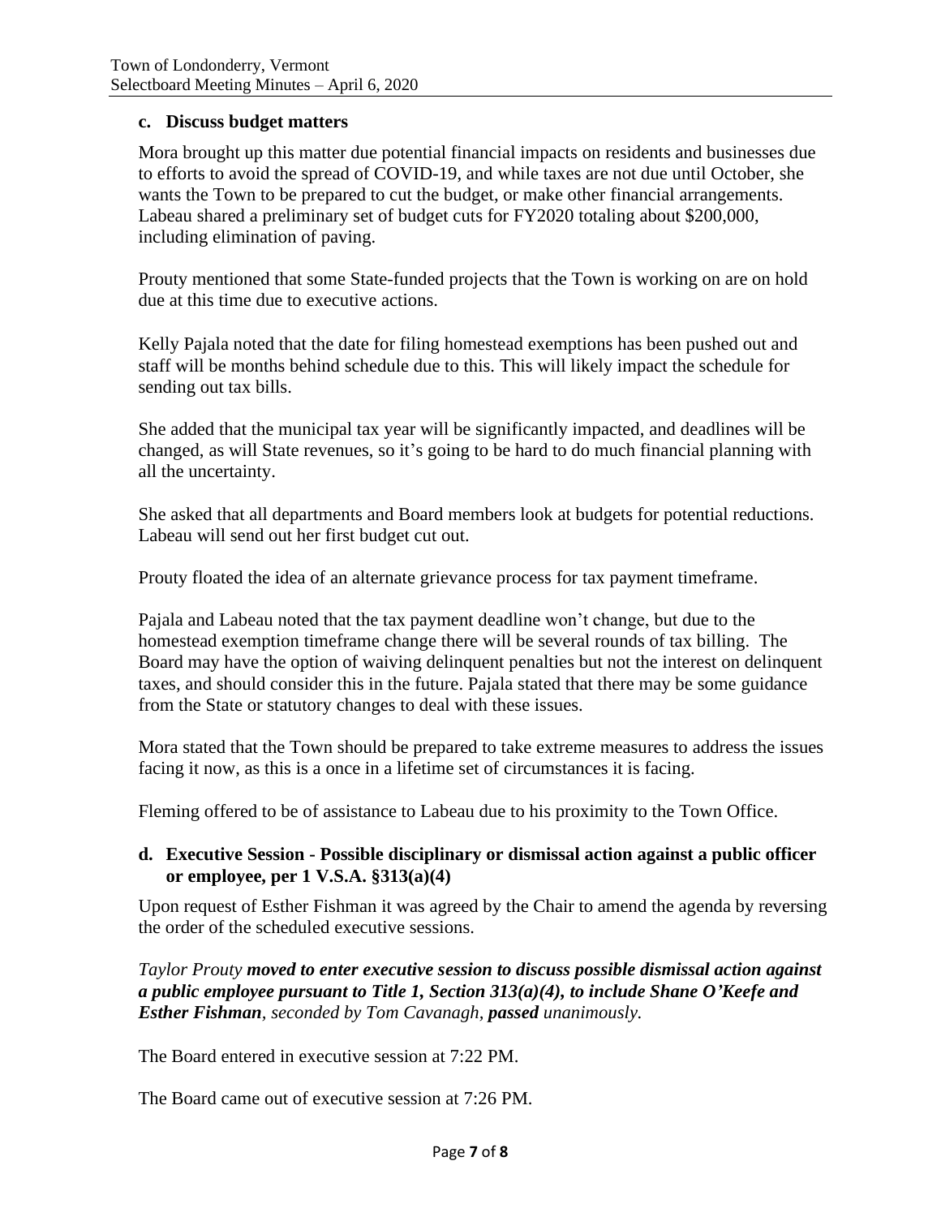### c. Discuss budget matters

Mora brought up this matter due potential financial impacts on residents and businesses due to efforts to avoid the spread of COVID-19, and while taxes are not due until October, she wants the Town to be prepared to cut the budget, or make other financial arrangements. Labeau shared a preliminary set of budget cuts for FY2020 totaling about $200,000, including elimination of paving.

Prouty mentioned that some State-funded projects that the Town is working on are on hold due at this time due to executive actions.

Kelly Pajala noted that the date for filing homestead exemptions has been pushed out and staff will be months behind schedule due to this. This will likely impact the schedule for sending out tax bills.

She added that the municipal tax year will be significantly impacted, and deadlines will be changed, as will State revenues, so it's going to be hard to do much financial planning with all the uncertainty.

She asked that all departments and Board members look at budgets for potential reductions. Labeau will send out her first budget cut out.

Prouty floated the idea of an alternate grievance process for tax payment timeframe.

Pajala and Labeau noted that the tax payment deadline won't change, but due to the homestead exemption timeframe change there will be several rounds of tax billing. The Board may have the option of waiving delinquent penalties but not the interest on delinquent taxes, and should consider this in the future. Pajala stated that there may be some guidance from the State or statutory changes to deal with these issues.

Mora stated that the Town should be prepared to take extreme measures to address the issues facing it now, as this is a once in a lifetime set of circumstances it is facing.

Fleming offered to be of assistance to Labeau due to his proximity to the Town Office.

### d. Executive Session - Possible disciplinary or dismissal action against a public officer or employee, per 1 V.S.A. §313(a)(4)

Upon request of Esther Fishman it was agreed by the Chair to amend the agenda by reversing the order of the scheduled executive sessions.

*Taylor Prouty **moved to enter executive session to discuss possible dismissal action against a public employee pursuant to Title 1, Section 313(a)(4), to include Shane O'Keefe and Esther Fishman**, seconded by Tom Cavanagh, **passed** unanimously.*

The Board entered in executive session at 7:22 PM.

The Board came out of executive session at 7:26 PM.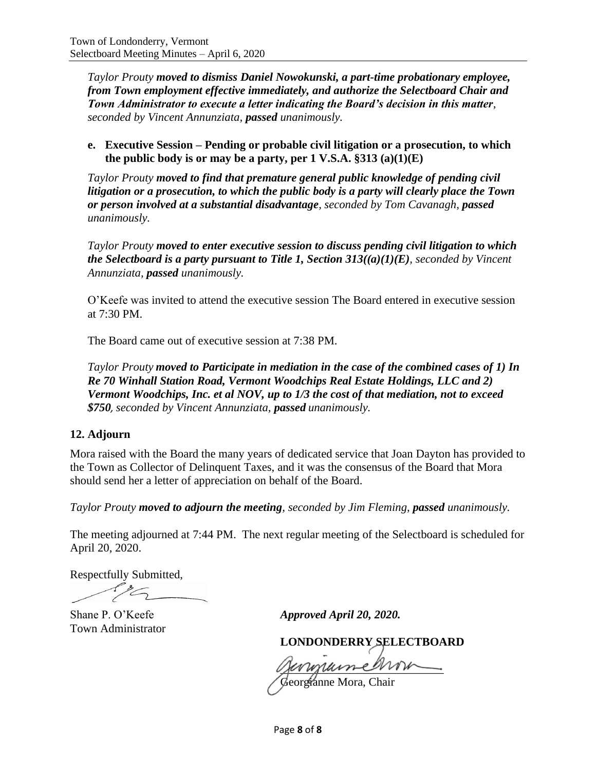*Taylor Prouty* ***moved to dismiss Daniel Nowokunski, a part-time probationary employee, from Town employment effective immediately, and authorize the Selectboard Chair and Town Administrator to execute a letter indicating the Board's decision in this matter****, seconded by Vincent Annunziata,* ***passed*** *unanimously.*

**e. Executive Session – Pending or probable civil litigation or a prosecution, to which the public body is or may be a party, per 1 V.S.A. §313 (a)(1)(E)**

*Taylor Prouty* ***moved to find that premature general public knowledge of pending civil litigation or a prosecution, to which the public body is a party will clearly place the Town or person involved at a substantial disadvantage****, seconded by Tom Cavanagh,* ***passed*** *unanimously.*

*Taylor Prouty* ***moved to enter executive session to discuss pending civil litigation to which the Selectboard is a party pursuant to Title 1, Section 313((a)(1)(E)****, seconded by Vincent Annunziata,* ***passed*** *unanimously.*

O'Keefe was invited to attend the executive session The Board entered in executive session at 7:30 PM.

The Board came out of executive session at 7:38 PM.

*Taylor Prouty* ***moved to Participate in mediation in the case of the combined cases of 1) In Re 70 Winhall Station Road, Vermont Woodchips Real Estate Holdings, LLC and 2) Vermont Woodchips, Inc. et al NOV, up to 1/3 the cost of that mediation, not to exceed $750****, seconded by Vincent Annunziata,* ***passed*** *unanimously.*

## 12. Adjourn

Mora raised with the Board the many years of dedicated service that Joan Dayton has provided to the Town as Collector of Delinquent Taxes, and it was the consensus of the Board that Mora should send her a letter of appreciation on behalf of the Board.

*Taylor Prouty* ***moved to adjourn the meeting****, seconded by Jim Fleming,* ***passed*** *unanimously.*

The meeting adjourned at 7:44 PM. The next regular meeting of the Selectboard is scheduled for April 20, 2020.

Respectfully Submitted,

Shane P. O'Keefe
Town Administrator

***Approved April 20, 2020.***

**LONDONDERRY SELECTBOARD**

Georgianne Mora, Chair